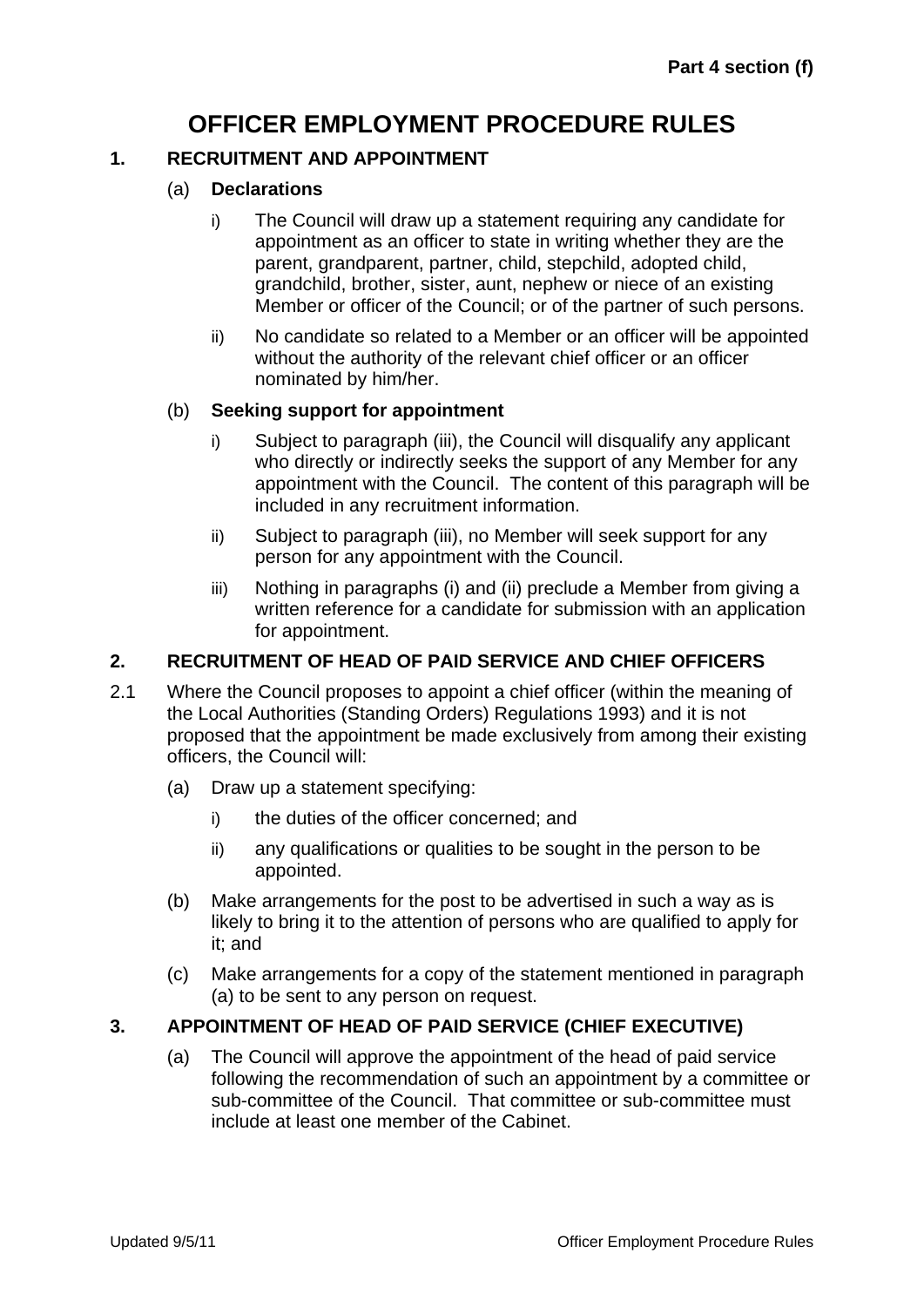Part 4 section (f)

# OFFICER EMPLOYMENT PROCEDURE RULES

## 1. RECRUITMENT AND APPOINTMENT

### (a) Declarations

i) The Council will draw up a statement requiring any candidate for appointment as an officer to state in writing whether they are the parent, grandparent, partner, child, stepchild, adopted child, grandchild, brother, sister, aunt, nephew or niece of an existing Member or officer of the Council; or of the partner of such persons.

ii) No candidate so related to a Member or an officer will be appointed without the authority of the relevant chief officer or an officer nominated by him/her.

### (b) Seeking support for appointment

i) Subject to paragraph (iii), the Council will disqualify any applicant who directly or indirectly seeks the support of any Member for any appointment with the Council. The content of this paragraph will be included in any recruitment information.

ii) Subject to paragraph (iii), no Member will seek support for any person for any appointment with the Council.

iii) Nothing in paragraphs (i) and (ii) preclude a Member from giving a written reference for a candidate for submission with an application for appointment.

## 2. RECRUITMENT OF HEAD OF PAID SERVICE AND CHIEF OFFICERS

2.1 Where the Council proposes to appoint a chief officer (within the meaning of the Local Authorities (Standing Orders) Regulations 1993) and it is not proposed that the appointment be made exclusively from among their existing officers, the Council will:

(a) Draw up a statement specifying:

i) the duties of the officer concerned; and

ii) any qualifications or qualities to be sought in the person to be appointed.

(b) Make arrangements for the post to be advertised in such a way as is likely to bring it to the attention of persons who are qualified to apply for it; and

(c) Make arrangements for a copy of the statement mentioned in paragraph (a) to be sent to any person on request.

## 3. APPOINTMENT OF HEAD OF PAID SERVICE (CHIEF EXECUTIVE)

(a) The Council will approve the appointment of the head of paid service following the recommendation of such an appointment by a committee or sub-committee of the Council. That committee or sub-committee must include at least one member of the Cabinet.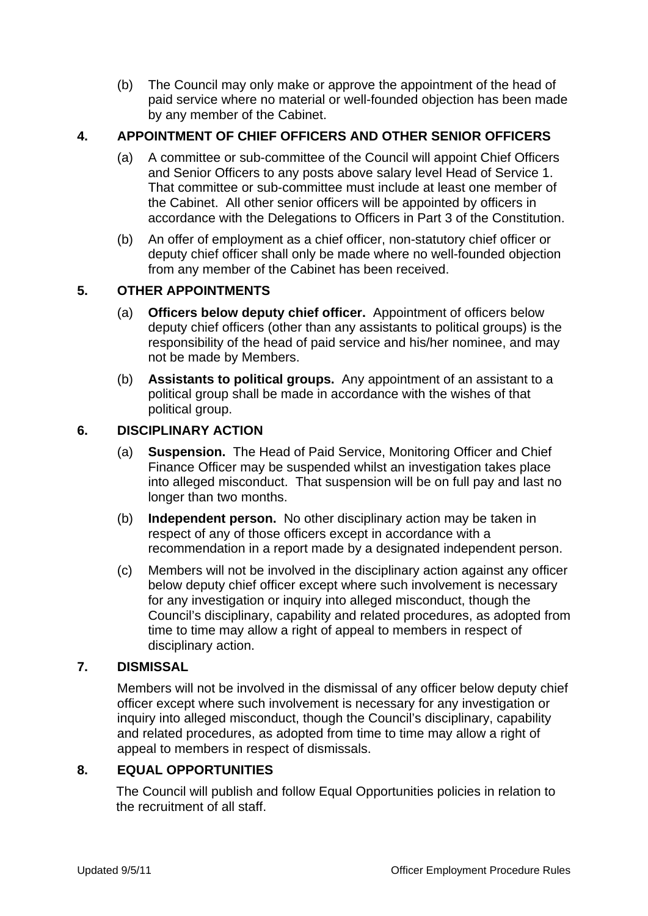(b) The Council may only make or approve the appointment of the head of paid service where no material or well-founded objection has been made by any member of the Cabinet.

## 4. APPOINTMENT OF CHIEF OFFICERS AND OTHER SENIOR OFFICERS

(a) A committee or sub-committee of the Council will appoint Chief Officers and Senior Officers to any posts above salary level Head of Service 1. That committee or sub-committee must include at least one member of the Cabinet. All other senior officers will be appointed by officers in accordance with the Delegations to Officers in Part 3 of the Constitution.

(b) An offer of employment as a chief officer, non-statutory chief officer or deputy chief officer shall only be made where no well-founded objection from any member of the Cabinet has been received.

## 5. OTHER APPOINTMENTS

(a) **Officers below deputy chief officer.** Appointment of officers below deputy chief officers (other than any assistants to political groups) is the responsibility of the head of paid service and his/her nominee, and may not be made by Members.

(b) **Assistants to political groups.** Any appointment of an assistant to a political group shall be made in accordance with the wishes of that political group.

## 6. DISCIPLINARY ACTION

(a) **Suspension.** The Head of Paid Service, Monitoring Officer and Chief Finance Officer may be suspended whilst an investigation takes place into alleged misconduct. That suspension will be on full pay and last no longer than two months.

(b) **Independent person.** No other disciplinary action may be taken in respect of any of those officers except in accordance with a recommendation in a report made by a designated independent person.

(c) Members will not be involved in the disciplinary action against any officer below deputy chief officer except where such involvement is necessary for any investigation or inquiry into alleged misconduct, though the Council's disciplinary, capability and related procedures, as adopted from time to time may allow a right of appeal to members in respect of disciplinary action.

## 7. DISMISSAL

Members will not be involved in the dismissal of any officer below deputy chief officer except where such involvement is necessary for any investigation or inquiry into alleged misconduct, though the Council's disciplinary, capability and related procedures, as adopted from time to time may allow a right of appeal to members in respect of dismissals.

## 8. EQUAL OPPORTUNITIES

The Council will publish and follow Equal Opportunities policies in relation to the recruitment of all staff.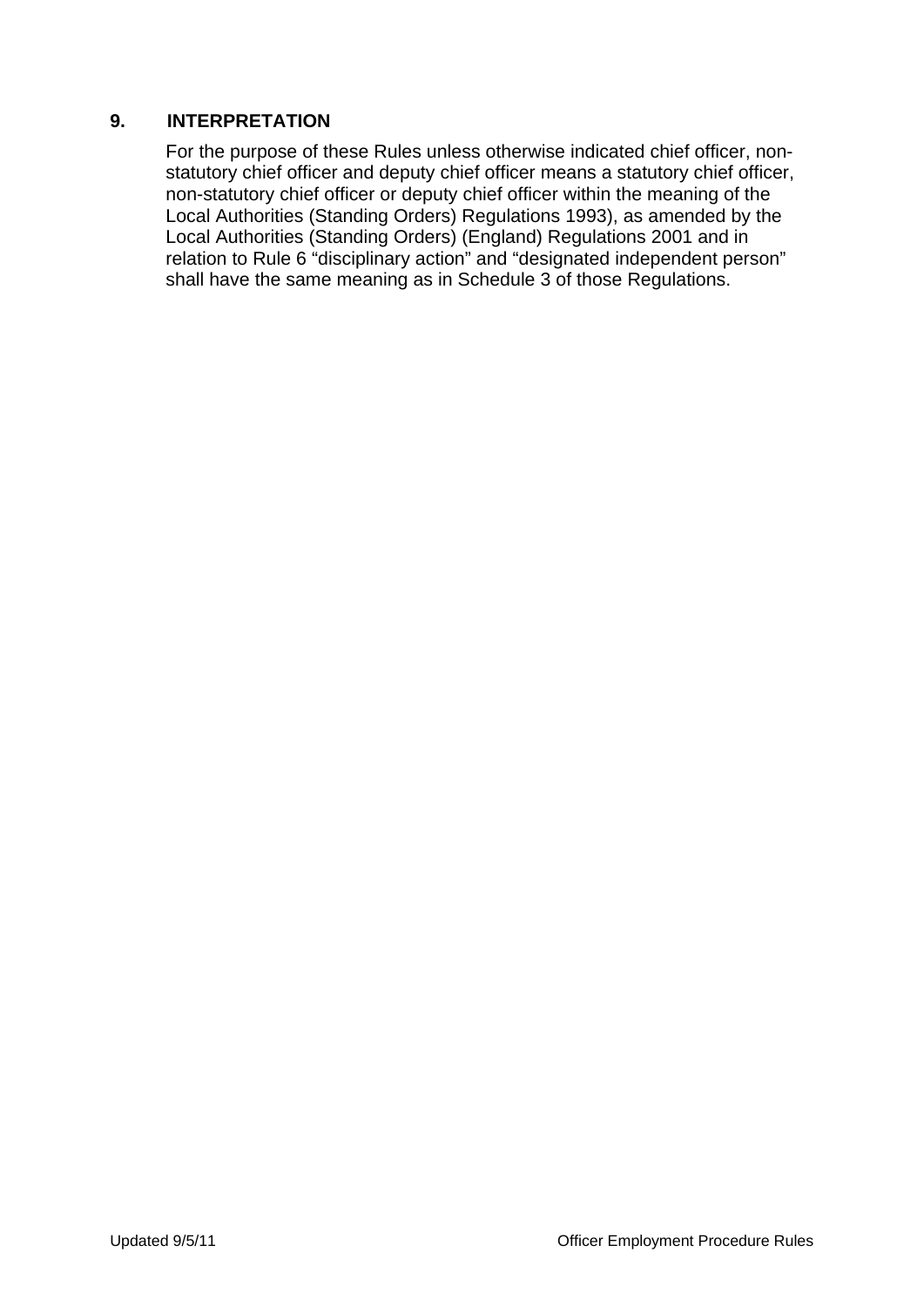## 9. INTERPRETATION

For the purpose of these Rules unless otherwise indicated chief officer, non-statutory chief officer and deputy chief officer means a statutory chief officer, non-statutory chief officer or deputy chief officer within the meaning of the Local Authorities (Standing Orders) Regulations 1993), as amended by the Local Authorities (Standing Orders) (England) Regulations 2001 and in relation to Rule 6 "disciplinary action" and "designated independent person" shall have the same meaning as in Schedule 3 of those Regulations.